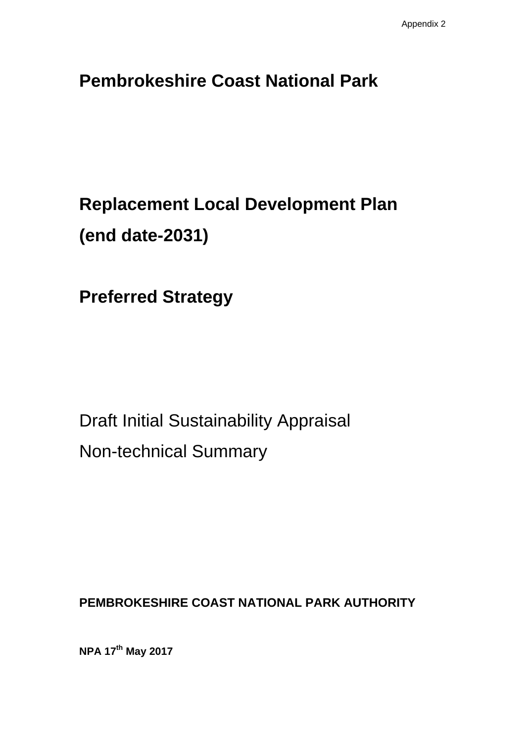Appendix 2

# Pembrokeshire Coast National Park

# Replacement Local Development Plan (end date-2031)

# Preferred Strategy

Draft Initial Sustainability Appraisal

Non-technical Summary

**PEMBROKESHIRE COAST NATIONAL PARK AUTHORITY**

**NPA 17th May 2017**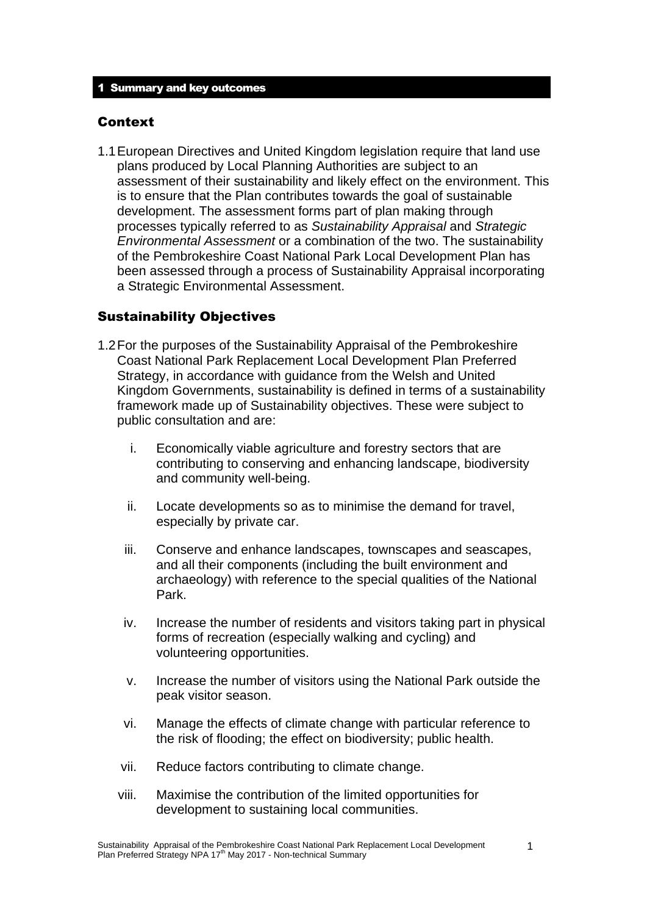# 1 Summary and key outcomes

## Context

1.1 European Directives and United Kingdom legislation require that land use plans produced by Local Planning Authorities are subject to an assessment of their sustainability and likely effect on the environment. This is to ensure that the Plan contributes towards the goal of sustainable development. The assessment forms part of plan making through processes typically referred to as *Sustainability Appraisal* and *Strategic Environmental Assessment* or a combination of the two. The sustainability of the Pembrokeshire Coast National Park Local Development Plan has been assessed through a process of Sustainability Appraisal incorporating a Strategic Environmental Assessment.

## Sustainability Objectives

1.2 For the purposes of the Sustainability Appraisal of the Pembrokeshire Coast National Park Replacement Local Development Plan Preferred Strategy, in accordance with guidance from the Welsh and United Kingdom Governments, sustainability is defined in terms of a sustainability framework made up of Sustainability objectives. These were subject to public consultation and are:

i. Economically viable agriculture and forestry sectors that are contributing to conserving and enhancing landscape, biodiversity and community well-being.

ii. Locate developments so as to minimise the demand for travel, especially by private car.

iii. Conserve and enhance landscapes, townscapes and seascapes, and all their components (including the built environment and archaeology) with reference to the special qualities of the National Park.

iv. Increase the number of residents and visitors taking part in physical forms of recreation (especially walking and cycling) and volunteering opportunities.

v. Increase the number of visitors using the National Park outside the peak visitor season.

vi. Manage the effects of climate change with particular reference to the risk of flooding; the effect on biodiversity; public health.

vii. Reduce factors contributing to climate change.

viii. Maximise the contribution of the limited opportunities for development to sustaining local communities.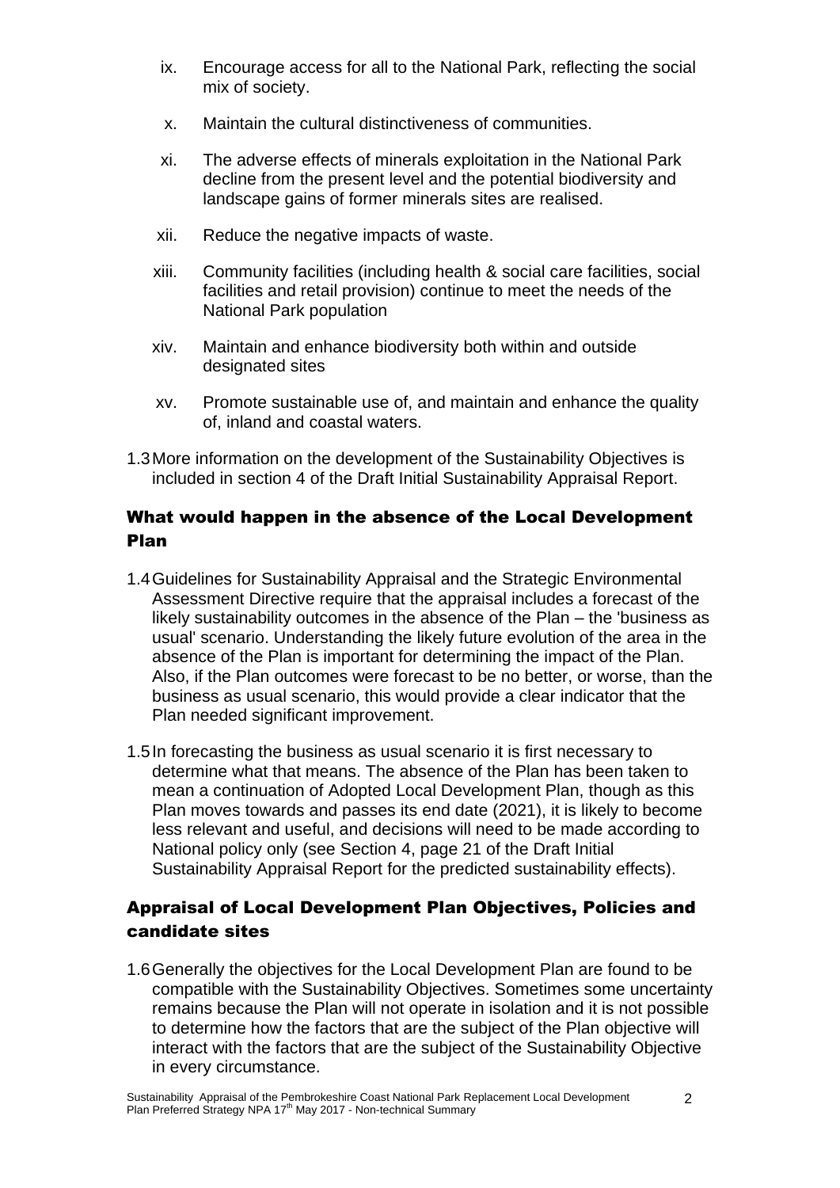ix. Encourage access for all to the National Park, reflecting the social mix of society.

x. Maintain the cultural distinctiveness of communities.

xi. The adverse effects of minerals exploitation in the National Park decline from the present level and the potential biodiversity and landscape gains of former minerals sites are realised.

xii. Reduce the negative impacts of waste.

xiii. Community facilities (including health & social care facilities, social facilities and retail provision) continue to meet the needs of the National Park population

xiv. Maintain and enhance biodiversity both within and outside designated sites

xv. Promote sustainable use of, and maintain and enhance the quality of, inland and coastal waters.

1.3 More information on the development of the Sustainability Objectives is included in section 4 of the Draft Initial Sustainability Appraisal Report.

## What would happen in the absence of the Local Development Plan

1.4 Guidelines for Sustainability Appraisal and the Strategic Environmental Assessment Directive require that the appraisal includes a forecast of the likely sustainability outcomes in the absence of the Plan – the 'business as usual' scenario. Understanding the likely future evolution of the area in the absence of the Plan is important for determining the impact of the Plan. Also, if the Plan outcomes were forecast to be no better, or worse, than the business as usual scenario, this would provide a clear indicator that the Plan needed significant improvement.

1.5 In forecasting the business as usual scenario it is first necessary to determine what that means. The absence of the Plan has been taken to mean a continuation of Adopted Local Development Plan, though as this Plan moves towards and passes its end date (2021), it is likely to become less relevant and useful, and decisions will need to be made according to National policy only (see Section 4, page 21 of the Draft Initial Sustainability Appraisal Report for the predicted sustainability effects).

## Appraisal of Local Development Plan Objectives, Policies and candidate sites

1.6 Generally the objectives for the Local Development Plan are found to be compatible with the Sustainability Objectives. Sometimes some uncertainty remains because the Plan will not operate in isolation and it is not possible to determine how the factors that are the subject of the Plan objective will interact with the factors that are the subject of the Sustainability Objective in every circumstance.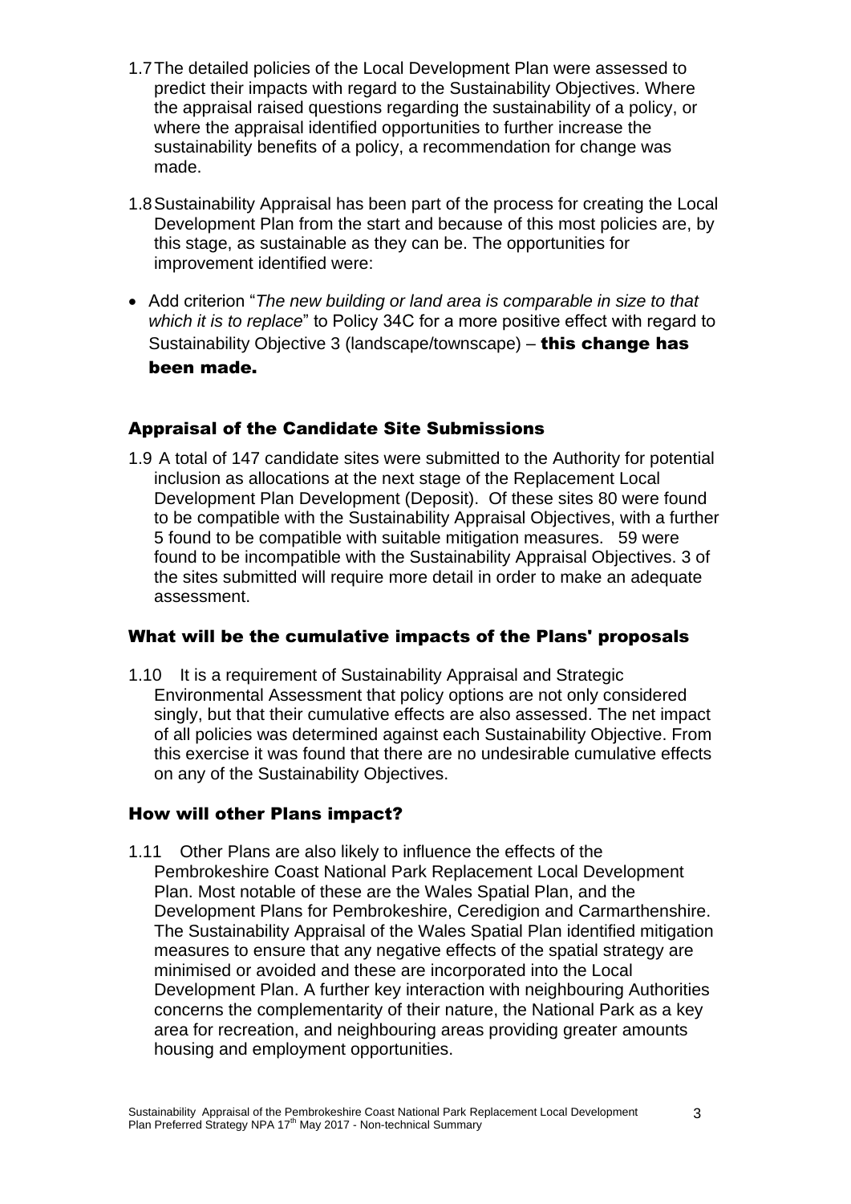1.7 The detailed policies of the Local Development Plan were assessed to predict their impacts with regard to the Sustainability Objectives. Where the appraisal raised questions regarding the sustainability of a policy, or where the appraisal identified opportunities to further increase the sustainability benefits of a policy, a recommendation for change was made.

1.8 Sustainability Appraisal has been part of the process for creating the Local Development Plan from the start and because of this most policies are, by this stage, as sustainable as they can be. The opportunities for improvement identified were:

- Add criterion "*The new building or land area is comparable in size to that which it is to replace*" to Policy 34C for a more positive effect with regard to Sustainability Objective 3 (landscape/townscape) – **this change has been made.**

## Appraisal of the Candidate Site Submissions

1.9 A total of 147 candidate sites were submitted to the Authority for potential inclusion as allocations at the next stage of the Replacement Local Development Plan Development (Deposit). Of these sites 80 were found to be compatible with the Sustainability Appraisal Objectives, with a further 5 found to be compatible with suitable mitigation measures. 59 were found to be incompatible with the Sustainability Appraisal Objectives. 3 of the sites submitted will require more detail in order to make an adequate assessment.

## What will be the cumulative impacts of the Plans' proposals

1.10 It is a requirement of Sustainability Appraisal and Strategic Environmental Assessment that policy options are not only considered singly, but that their cumulative effects are also assessed. The net impact of all policies was determined against each Sustainability Objective. From this exercise it was found that there are no undesirable cumulative effects on any of the Sustainability Objectives.

## How will other Plans impact?

1.11 Other Plans are also likely to influence the effects of the Pembrokeshire Coast National Park Replacement Local Development Plan. Most notable of these are the Wales Spatial Plan, and the Development Plans for Pembrokeshire, Ceredigion and Carmarthenshire. The Sustainability Appraisal of the Wales Spatial Plan identified mitigation measures to ensure that any negative effects of the spatial strategy are minimised or avoided and these are incorporated into the Local Development Plan. A further key interaction with neighbouring Authorities concerns the complementarity of their nature, the National Park as a key area for recreation, and neighbouring areas providing greater amounts housing and employment opportunities.